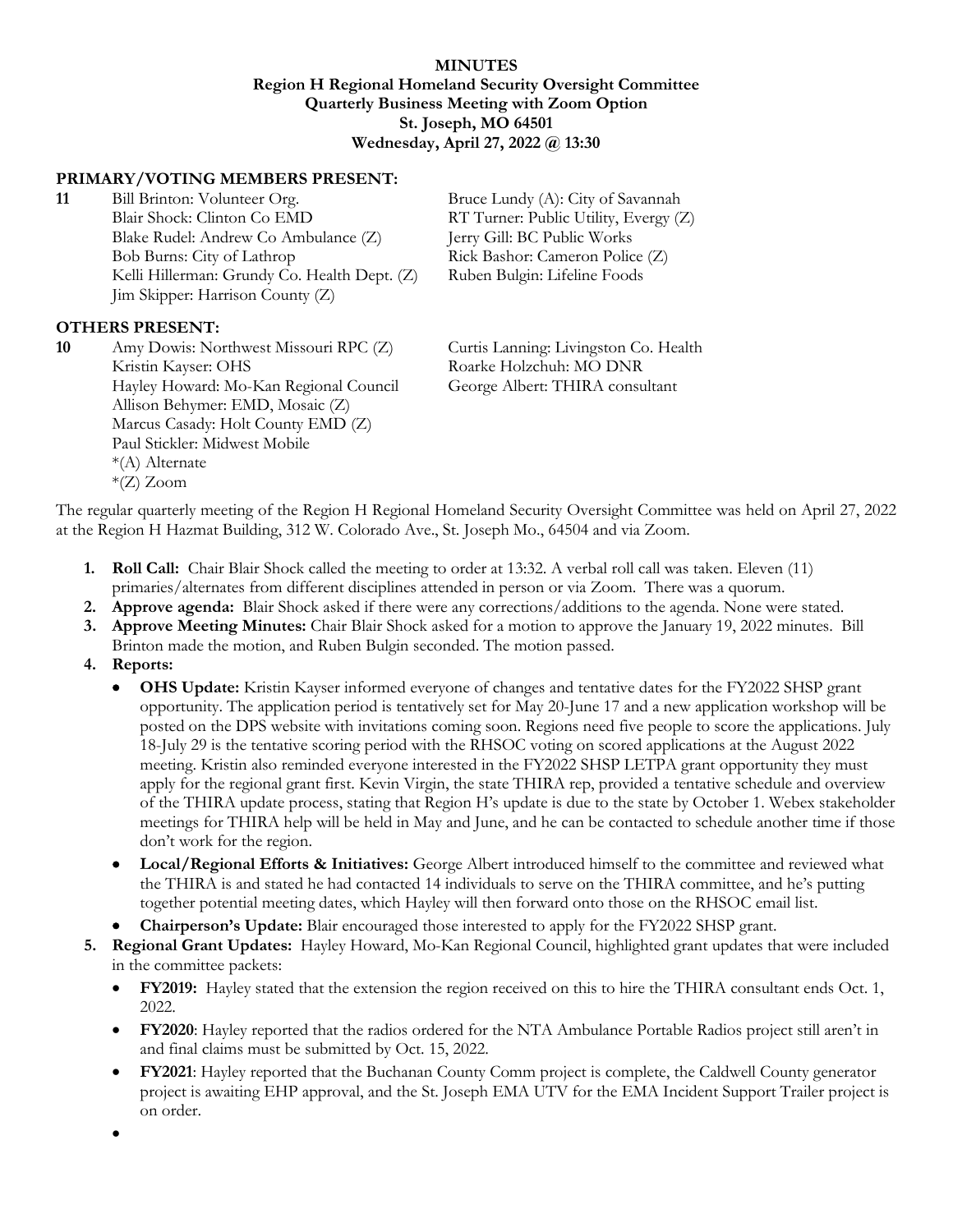**MINUTES**
**Region H Regional Homeland Security Oversight Committee**
**Quarterly Business Meeting with Zoom Option**
**St. Joseph, MO 64501**
**Wednesday, April 27, 2022 @ 13:30**

**PRIMARY/VOTING MEMBERS PRESENT:**

**11**
Bill Brinton: Volunteer Org.
Blair Shock: Clinton Co EMD
Blake Rudel: Andrew Co Ambulance (Z)
Bob Burns: City of Lathrop
Kelli Hillerman: Grundy Co. Health Dept. (Z)
Jim Skipper: Harrison County (Z)
Bruce Lundy (A): City of Savannah
RT Turner: Public Utility, Evergy (Z)
Jerry Gill: BC Public Works
Rick Bashor: Cameron Police (Z)
Ruben Bulgin: Lifeline Foods

**OTHERS PRESENT:**

**10**
Amy Dowis: Northwest Missouri RPC (Z)
Kristin Kayser: OHS
Hayley Howard: Mo-Kan Regional Council
Allison Behymer: EMD, Mosaic (Z)
Marcus Casady: Holt County EMD (Z)
Paul Stickler: Midwest Mobile
Curtis Lanning: Livingston Co. Health
Roarke Holzchuh: MO DNR
George Albert: THIRA consultant

*(A) Alternate
*(Z) Zoom

The regular quarterly meeting of the Region H Regional Homeland Security Oversight Committee was held on April 27, 2022 at the Region H Hazmat Building, 312 W. Colorado Ave., St. Joseph Mo., 64504 and via Zoom.

1. **Roll Call:** Chair Blair Shock called the meeting to order at 13:32. A verbal roll call was taken. Eleven (11) primaries/alternates from different disciplines attended in person or via Zoom. There was a quorum.
2. **Approve agenda:** Blair Shock asked if there were any corrections/additions to the agenda. None were stated.
3. **Approve Meeting Minutes:** Chair Blair Shock asked for a motion to approve the January 19, 2022 minutes. Bill Brinton made the motion, and Ruben Bulgin seconded. The motion passed.
4. **Reports:**
   - **OHS Update:** Kristin Kayser informed everyone of changes and tentative dates for the FY2022 SHSP grant opportunity. The application period is tentatively set for May 20-June 17 and a new application workshop will be posted on the DPS website with invitations coming soon. Regions need five people to score the applications. July 18-July 29 is the tentative scoring period with the RHSOC voting on scored applications at the August 2022 meeting. Kristin also reminded everyone interested in the FY2022 SHSP LETPA grant opportunity they must apply for the regional grant first. Kevin Virgin, the state THIRA rep, provided a tentative schedule and overview of the THIRA update process, stating that Region H's update is due to the state by October 1. Webex stakeholder meetings for THIRA help will be held in May and June, and he can be contacted to schedule another time if those don't work for the region.
   - **Local/Regional Efforts & Initiatives:** George Albert introduced himself to the committee and reviewed what the THIRA is and stated he had contacted 14 individuals to serve on the THIRA committee, and he's putting together potential meeting dates, which Hayley will then forward onto those on the RHSOC email list.
   - **Chairperson's Update:** Blair encouraged those interested to apply for the FY2022 SHSP grant.
5. **Regional Grant Updates:** Hayley Howard, Mo-Kan Regional Council, highlighted grant updates that were included in the committee packets:
   - **FY2019:** Hayley stated that the extension the region received on this to hire the THIRA consultant ends Oct. 1, 2022.
   - **FY2020**: Hayley reported that the radios ordered for the NTA Ambulance Portable Radios project still aren't in and final claims must be submitted by Oct. 15, 2022.
   - **FY2021**: Hayley reported that the Buchanan County Comm project is complete, the Caldwell County generator project is awaiting EHP approval, and the St. Joseph EMA UTV for the EMA Incident Support Trailer project is on order.
   -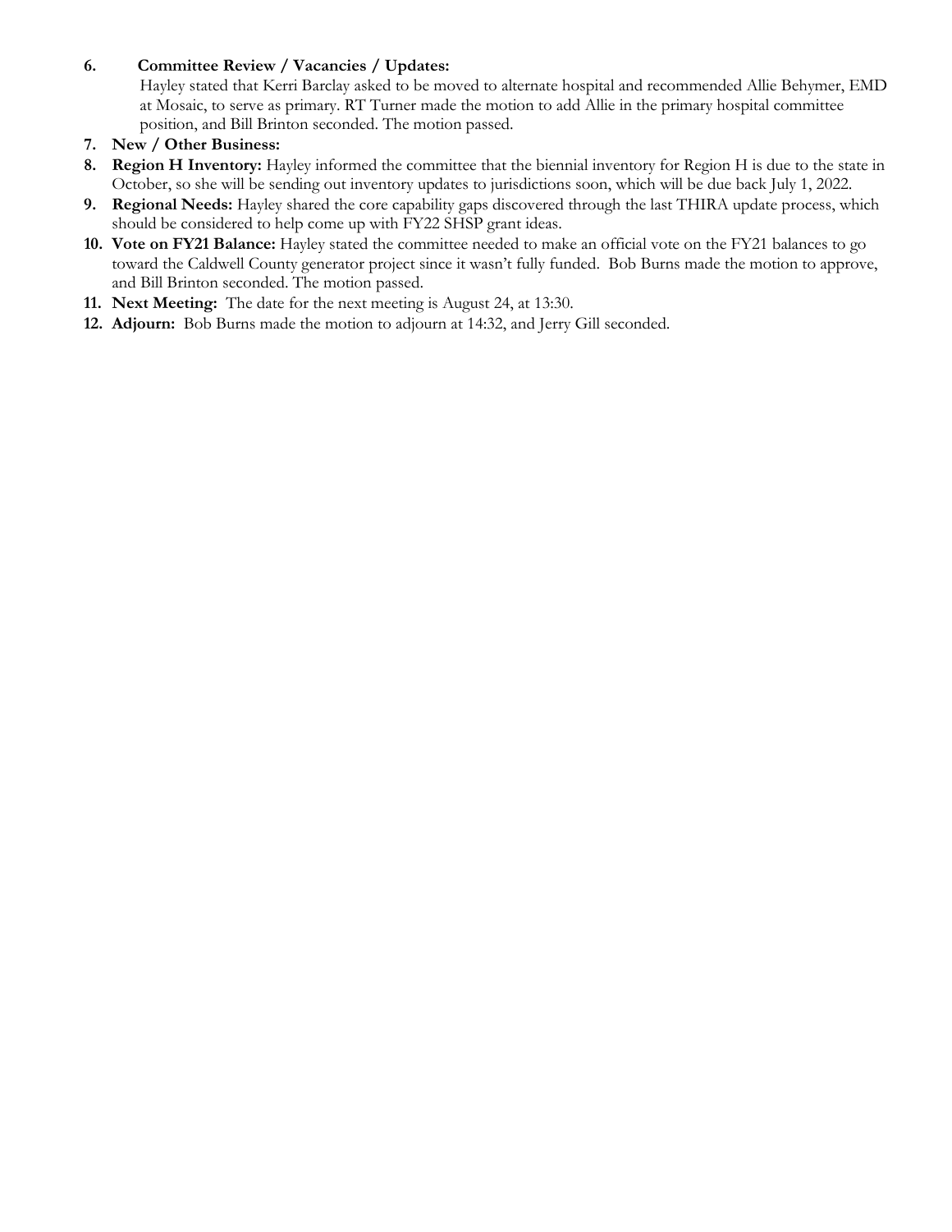6. **Committee Review / Vacancies / Updates:**
   Hayley stated that Kerri Barclay asked to be moved to alternate hospital and recommended Allie Behymer, EMD at Mosaic, to serve as primary. RT Turner made the motion to add Allie in the primary hospital committee position, and Bill Brinton seconded. The motion passed.
7. **New / Other Business:**
8. **Region H Inventory:** Hayley informed the committee that the biennial inventory for Region H is due to the state in October, so she will be sending out inventory updates to jurisdictions soon, which will be due back July 1, 2022.
9. **Regional Needs:** Hayley shared the core capability gaps discovered through the last THIRA update process, which should be considered to help come up with FY22 SHSP grant ideas.
10. **Vote on FY21 Balance:** Hayley stated the committee needed to make an official vote on the FY21 balances to go toward the Caldwell County generator project since it wasn't fully funded. Bob Burns made the motion to approve, and Bill Brinton seconded. The motion passed.
11. **Next Meeting:** The date for the next meeting is August 24, at 13:30.
12. **Adjourn:** Bob Burns made the motion to adjourn at 14:32, and Jerry Gill seconded.